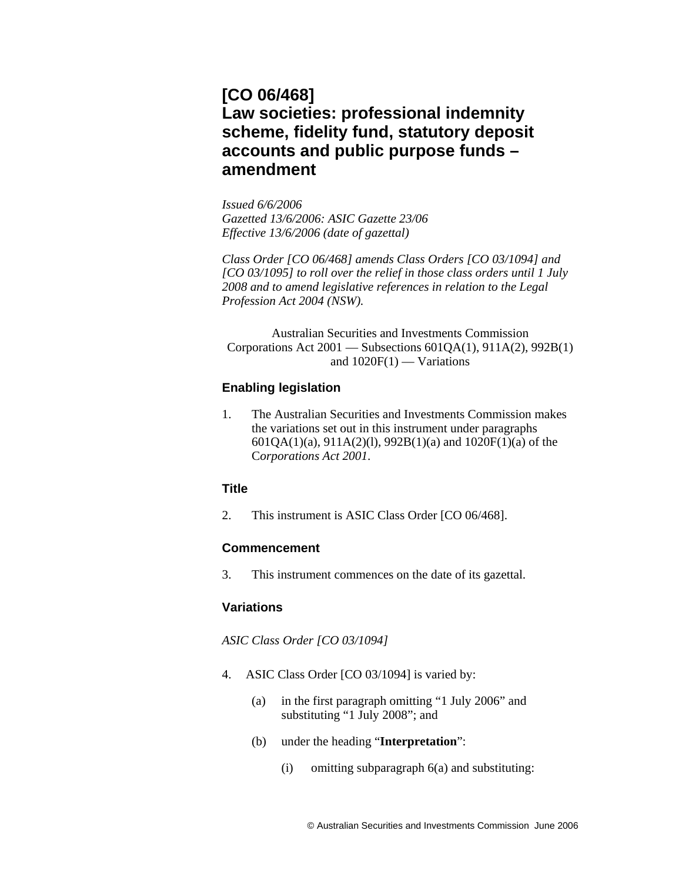# [CO 06/468]
# Law societies: professional indemnity scheme, fidelity fund, statutory deposit accounts and public purpose funds – amendment

*Issued 6/6/2006*
*Gazetted 13/6/2006: ASIC Gazette 23/06*
*Effective 13/6/2006 (date of gazettal)*

*Class Order [CO 06/468] amends Class Orders [CO 03/1094] and [CO 03/1095] to roll over the relief in those class orders until 1 July 2008 and to amend legislative references in relation to the Legal Profession Act 2004 (NSW).*

Australian Securities and Investments Commission
Corporations Act 2001 — Subsections 601QA(1), 911A(2), 992B(1) and 1020F(1) — Variations

## Enabling legislation

1. The Australian Securities and Investments Commission makes the variations set out in this instrument under paragraphs 601QA(1)(a), 911A(2)(l), 992B(1)(a) and 1020F(1)(a) of the *Corporations Act 2001*.

## Title

2. This instrument is ASIC Class Order [CO 06/468].

## Commencement

3. This instrument commences on the date of its gazettal.

## Variations

*ASIC Class Order [CO 03/1094]*

4. ASIC Class Order [CO 03/1094] is varied by:

   (a) in the first paragraph omitting “1 July 2006” and substituting “1 July 2008”; and

   (b) under the heading “**Interpretation**”:

      (i) omitting subparagraph 6(a) and substituting: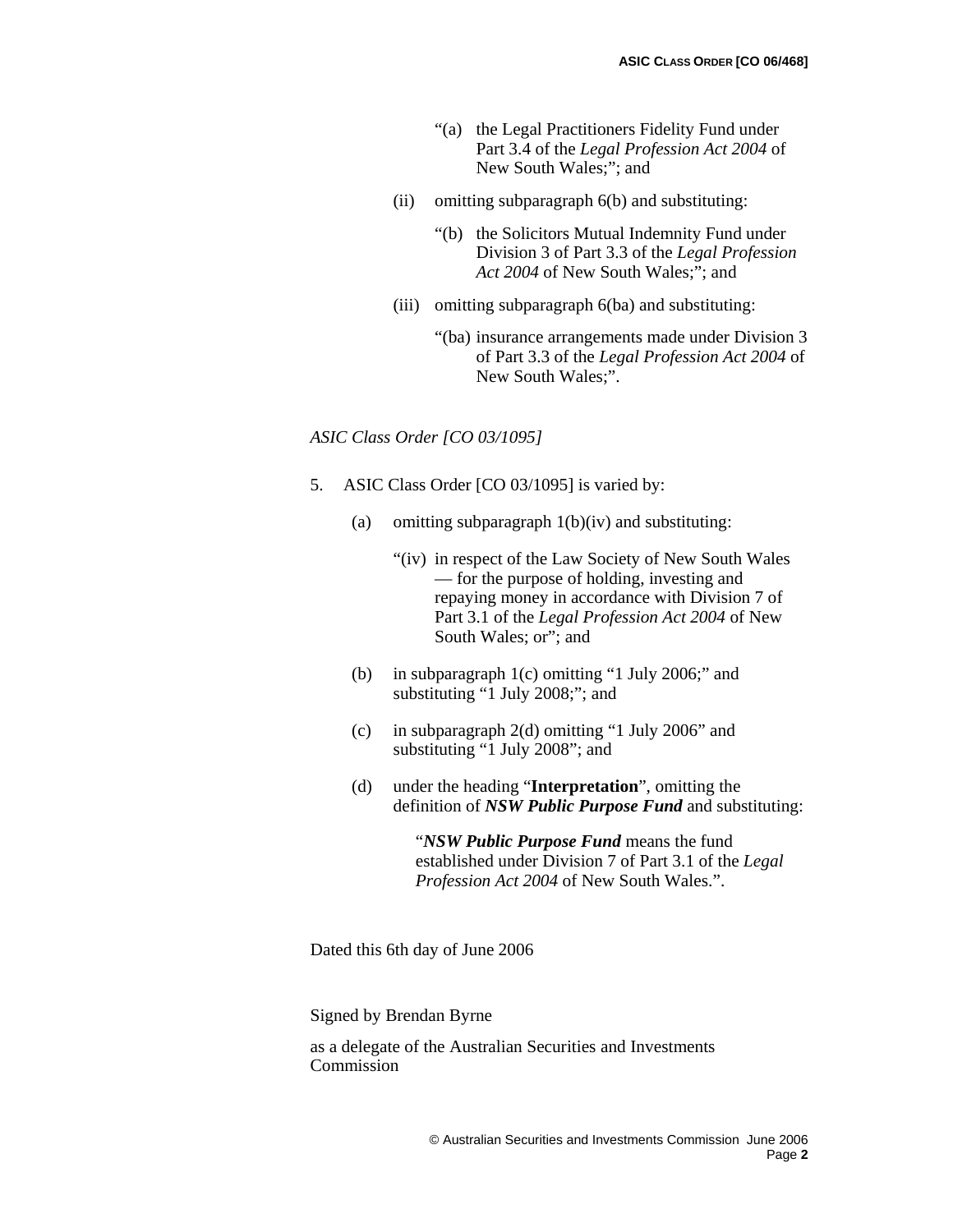"(a) the Legal Practitioners Fidelity Fund under Part 3.4 of the *Legal Profession Act 2004* of New South Wales;"; and

(ii) omitting subparagraph 6(b) and substituting:

"(b) the Solicitors Mutual Indemnity Fund under Division 3 of Part 3.3 of the *Legal Profession Act 2004* of New South Wales;"; and

(iii) omitting subparagraph 6(ba) and substituting:

"(ba) insurance arrangements made under Division 3 of Part 3.3 of the *Legal Profession Act 2004* of New South Wales;".

*ASIC Class Order [CO 03/1095]*

5. ASIC Class Order [CO 03/1095] is varied by:

(a) omitting subparagraph 1(b)(iv) and substituting:

"(iv) in respect of the Law Society of New South Wales — for the purpose of holding, investing and repaying money in accordance with Division 7 of Part 3.1 of the *Legal Profession Act 2004* of New South Wales; or"; and

(b) in subparagraph 1(c) omitting "1 July 2006;" and substituting "1 July 2008;"; and

(c) in subparagraph 2(d) omitting "1 July 2006" and substituting "1 July 2008"; and

(d) under the heading "**Interpretation**", omitting the definition of ***NSW Public Purpose Fund*** and substituting:

"***NSW Public Purpose Fund*** means the fund established under Division 7 of Part 3.1 of the *Legal Profession Act 2004* of New South Wales.".

Dated this 6th day of June 2006

Signed by Brendan Byrne

as a delegate of the Australian Securities and Investments Commission

© Australian Securities and Investments Commission June 2006